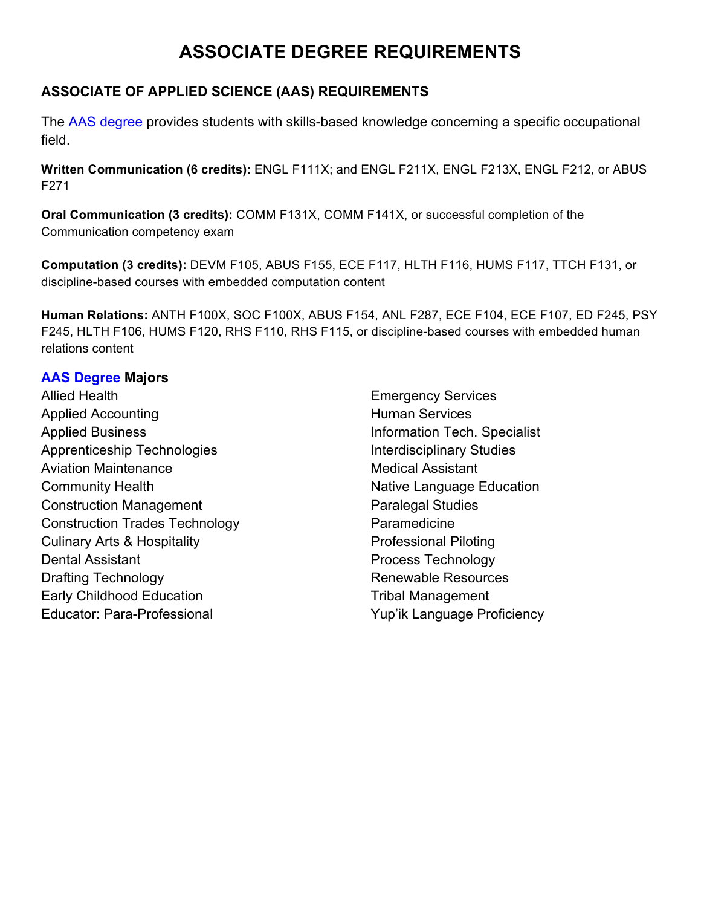# ASSOCIATE DEGREE REQUIREMENTS

## ASSOCIATE OF APPLIED SCIENCE (AAS) REQUIREMENTS

The AAS degree provides students with skills-based knowledge concerning a specific occupational field.

**Written Communication (6 credits):** ENGL F111X; and ENGL F211X, ENGL F213X, ENGL F212, or ABUS F271

**Oral Communication (3 credits):** COMM F131X, COMM F141X, or successful completion of the Communication competency exam

**Computation (3 credits):** DEVM F105, ABUS F155, ECE F117, HLTH F116, HUMS F117, TTCH F131, or discipline-based courses with embedded computation content

**Human Relations:** ANTH F100X, SOC F100X, ABUS F154, ANL F287, ECE F104, ECE F107, ED F245, PSY F245, HLTH F106, HUMS F120, RHS F110, RHS F115, or discipline-based courses with embedded human relations content

### AAS Degree Majors

- Allied Health
- Applied Accounting
- Applied Business
- Apprenticeship Technologies
- Aviation Maintenance
- Community Health
- Construction Management
- Construction Trades Technology
- Culinary Arts & Hospitality
- Dental Assistant
- Drafting Technology
- Early Childhood Education
- Educator: Para-Professional
- Emergency Services
- Human Services
- Information Tech. Specialist
- Interdisciplinary Studies
- Medical Assistant
- Native Language Education
- Paralegal Studies
- Paramedicine
- Professional Piloting
- Process Technology
- Renewable Resources
- Tribal Management
- Yup'ik Language Proficiency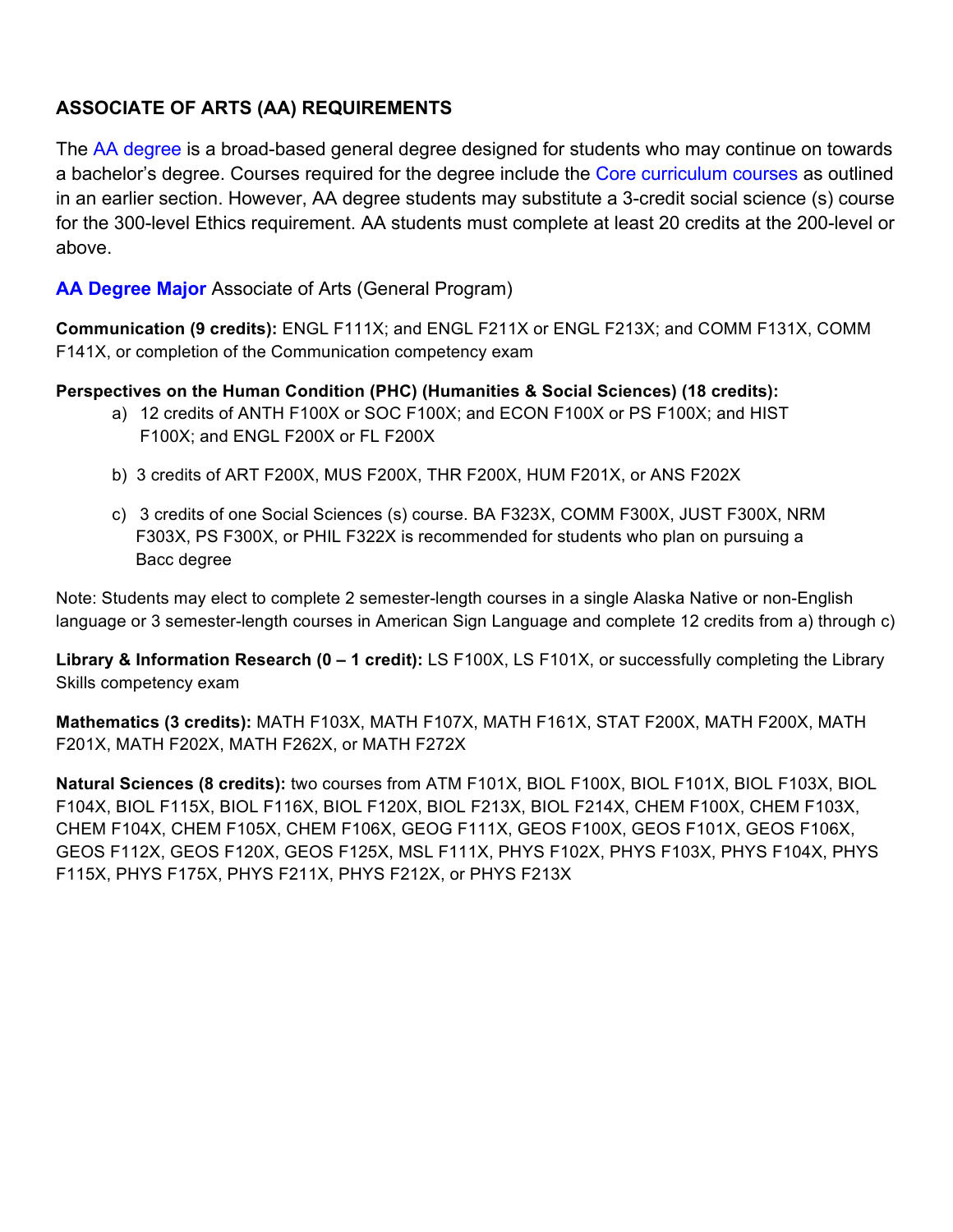## ASSOCIATE OF ARTS (AA) REQUIREMENTS

The AA degree is a broad-based general degree designed for students who may continue on towards a bachelor's degree. Courses required for the degree include the Core curriculum courses as outlined in an earlier section. However, AA degree students may substitute a 3-credit social science (s) course for the 300-level Ethics requirement. AA students must complete at least 20 credits at the 200-level or above.

**AA Degree Major** Associate of Arts (General Program)

**Communication (9 credits):** ENGL F111X; and ENGL F211X or ENGL F213X; and COMM F131X, COMM F141X, or completion of the Communication competency exam

**Perspectives on the Human Condition (PHC) (Humanities & Social Sciences) (18 credits):**

a) 12 credits of ANTH F100X or SOC F100X; and ECON F100X or PS F100X; and HIST F100X; and ENGL F200X or FL F200X

b) 3 credits of ART F200X, MUS F200X, THR F200X, HUM F201X, or ANS F202X

c) 3 credits of one Social Sciences (s) course. BA F323X, COMM F300X, JUST F300X, NRM F303X, PS F300X, or PHIL F322X is recommended for students who plan on pursuing a Bacc degree

Note: Students may elect to complete 2 semester-length courses in a single Alaska Native or non-English language or 3 semester-length courses in American Sign Language and complete 12 credits from a) through c)

**Library & Information Research (0 – 1 credit):** LS F100X, LS F101X, or successfully completing the Library Skills competency exam

**Mathematics (3 credits):** MATH F103X, MATH F107X, MATH F161X, STAT F200X, MATH F200X, MATH F201X, MATH F202X, MATH F262X, or MATH F272X

**Natural Sciences (8 credits):** two courses from ATM F101X, BIOL F100X, BIOL F101X, BIOL F103X, BIOL F104X, BIOL F115X, BIOL F116X, BIOL F120X, BIOL F213X, BIOL F214X, CHEM F100X, CHEM F103X, CHEM F104X, CHEM F105X, CHEM F106X, GEOG F111X, GEOS F100X, GEOS F101X, GEOS F106X, GEOS F112X, GEOS F120X, GEOS F125X, MSL F111X, PHYS F102X, PHYS F103X, PHYS F104X, PHYS F115X, PHYS F175X, PHYS F211X, PHYS F212X, or PHYS F213X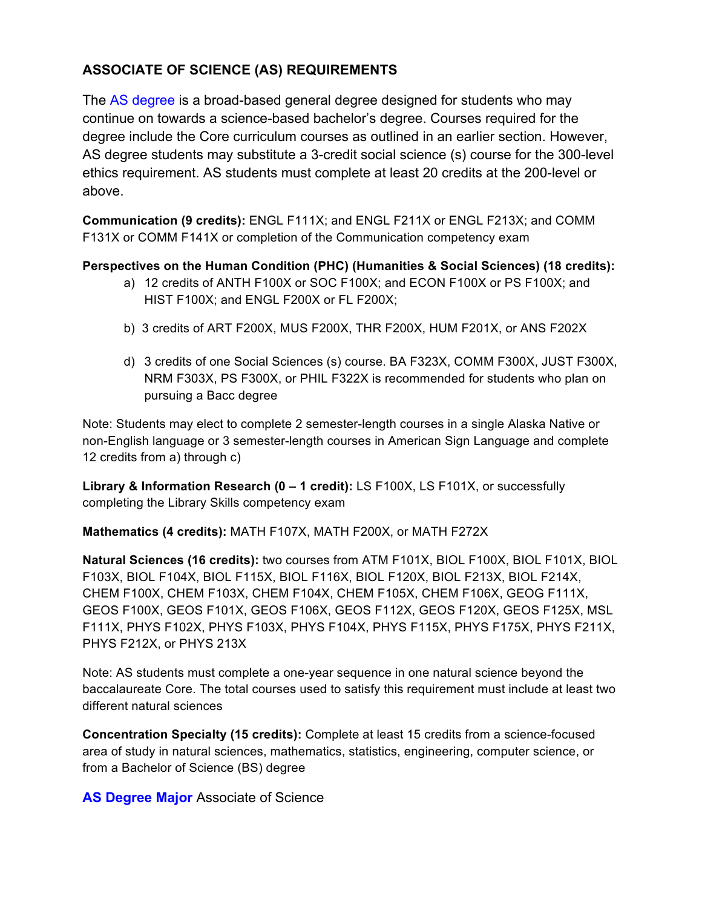## ASSOCIATE OF SCIENCE (AS) REQUIREMENTS

The AS degree is a broad-based general degree designed for students who may continue on towards a science-based bachelor's degree. Courses required for the degree include the Core curriculum courses as outlined in an earlier section. However, AS degree students may substitute a 3-credit social science (s) course for the 300-level ethics requirement. AS students must complete at least 20 credits at the 200-level or above.

**Communication (9 credits):** ENGL F111X; and ENGL F211X or ENGL F213X; and COMM F131X or COMM F141X or completion of the Communication competency exam

**Perspectives on the Human Condition (PHC) (Humanities & Social Sciences) (18 credits):**

a) 12 credits of ANTH F100X or SOC F100X; and ECON F100X or PS F100X; and HIST F100X; and ENGL F200X or FL F200X;

b) 3 credits of ART F200X, MUS F200X, THR F200X, HUM F201X, or ANS F202X

d) 3 credits of one Social Sciences (s) course. BA F323X, COMM F300X, JUST F300X, NRM F303X, PS F300X, or PHIL F322X is recommended for students who plan on pursuing a Bacc degree

Note: Students may elect to complete 2 semester-length courses in a single Alaska Native or non-English language or 3 semester-length courses in American Sign Language and complete 12 credits from a) through c)

**Library & Information Research (0 – 1 credit):** LS F100X, LS F101X, or successfully completing the Library Skills competency exam

**Mathematics (4 credits):** MATH F107X, MATH F200X, or MATH F272X

**Natural Sciences (16 credits):** two courses from ATM F101X, BIOL F100X, BIOL F101X, BIOL F103X, BIOL F104X, BIOL F115X, BIOL F116X, BIOL F120X, BIOL F213X, BIOL F214X, CHEM F100X, CHEM F103X, CHEM F104X, CHEM F105X, CHEM F106X, GEOG F111X, GEOS F100X, GEOS F101X, GEOS F106X, GEOS F112X, GEOS F120X, GEOS F125X, MSL F111X, PHYS F102X, PHYS F103X, PHYS F104X, PHYS F115X, PHYS F175X, PHYS F211X, PHYS F212X, or PHYS 213X

Note: AS students must complete a one-year sequence in one natural science beyond the baccalaureate Core. The total courses used to satisfy this requirement must include at least two different natural sciences

**Concentration Specialty (15 credits):** Complete at least 15 credits from a science-focused area of study in natural sciences, mathematics, statistics, engineering, computer science, or from a Bachelor of Science (BS) degree

**AS Degree Major** Associate of Science